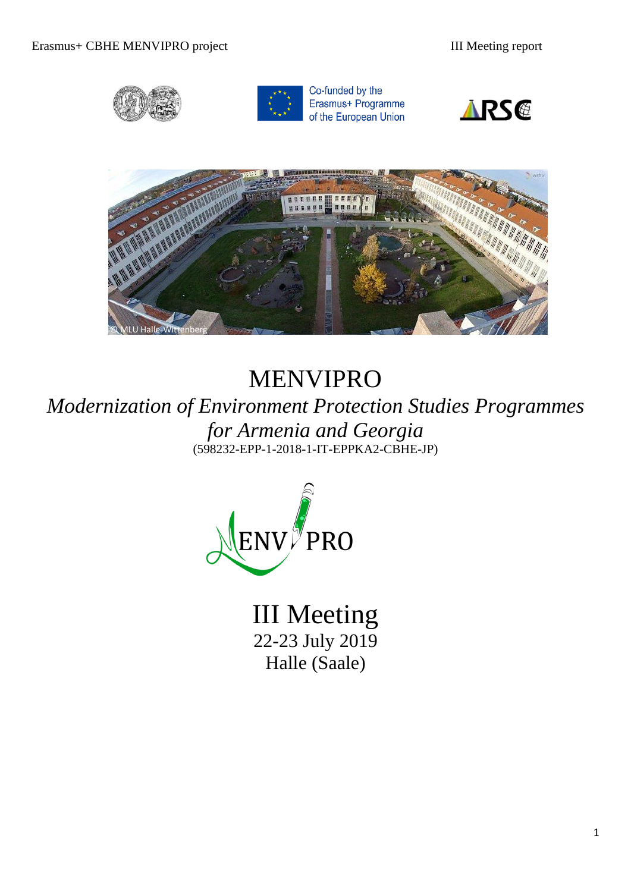Co-funded by the Erasmus+ Programme of the European Union

# MENVIPRO

## *Modernization of Environment Protection Studies Programmes for Armenia and Georgia*

(598232-EPP-1-2018-1-IT-EPPKA2-CBHE-JP)

# III Meeting

22-23 July 2019

Halle (Saale)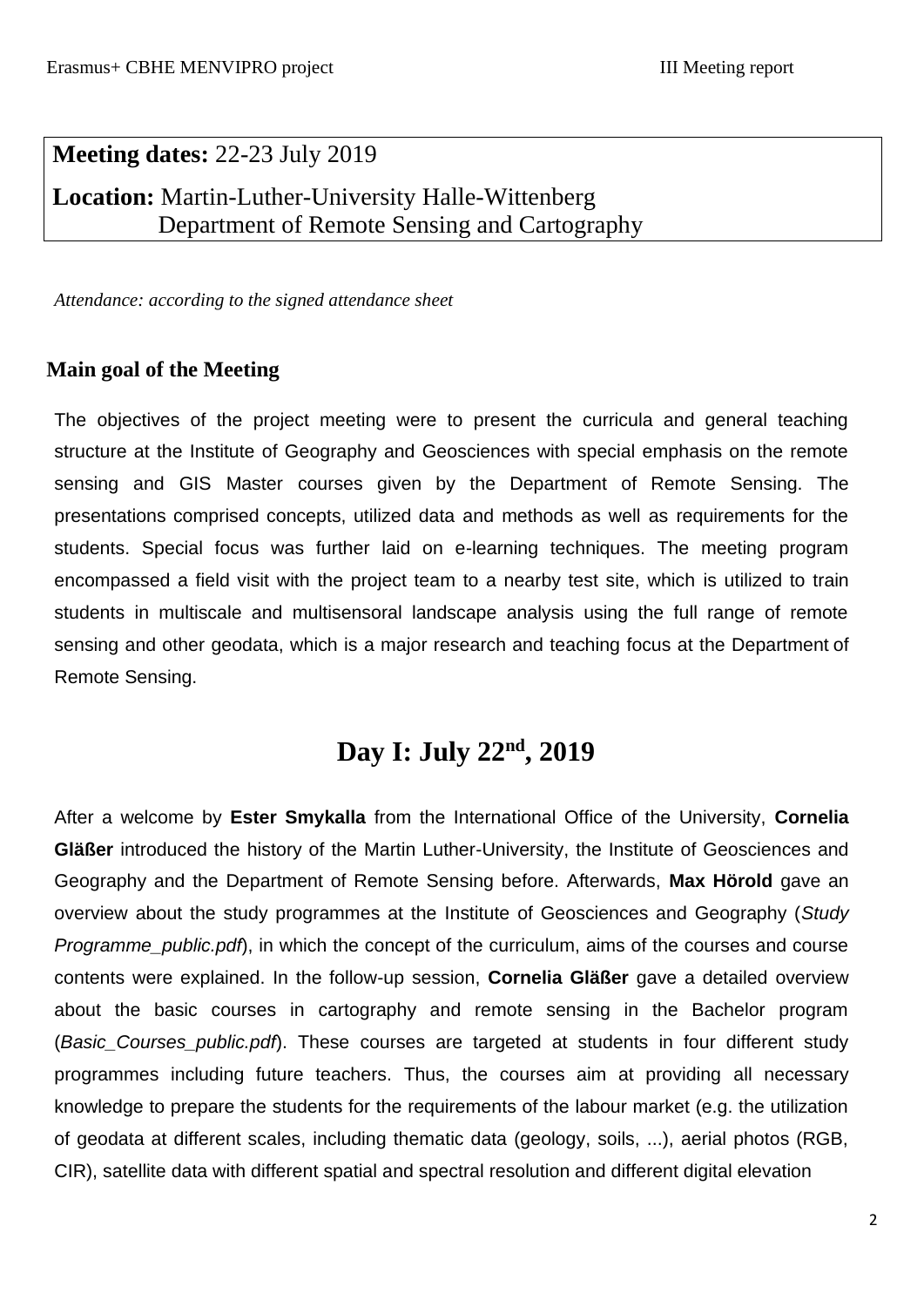**Meeting dates:** 22-23 July 2019

**Location:** Martin-Luther-University Halle-Wittenberg
Department of Remote Sensing and Cartography

*Attendance: according to the signed attendance sheet*

## Main goal of the Meeting

The objectives of the project meeting were to present the curricula and general teaching structure at the Institute of Geography and Geosciences with special emphasis on the remote sensing and GIS Master courses given by the Department of Remote Sensing. The presentations comprised concepts, utilized data and methods as well as requirements for the students. Special focus was further laid on e-learning techniques. The meeting program encompassed a field visit with the project team to a nearby test site, which is utilized to train students in multiscale and multisensoral landscape analysis using the full range of remote sensing and other geodata, which is a major research and teaching focus at the Department of Remote Sensing.

# Day I: July 22nd, 2019

After a welcome by **Ester Smykalla** from the International Office of the University, **Cornelia Gläßer** introduced the history of the Martin Luther-University, the Institute of Geosciences and Geography and the Department of Remote Sensing before. Afterwards, **Max Hörold** gave an overview about the study programmes at the Institute of Geosciences and Geography (*Study Programme_public.pdf*), in which the concept of the curriculum, aims of the courses and course contents were explained. In the follow-up session, **Cornelia Gläßer** gave a detailed overview about the basic courses in cartography and remote sensing in the Bachelor program (*Basic_Courses_public.pdf*). These courses are targeted at students in four different study programmes including future teachers. Thus, the courses aim at providing all necessary knowledge to prepare the students for the requirements of the labour market (e.g. the utilization of geodata at different scales, including thematic data (geology, soils, ...), aerial photos (RGB, CIR), satellite data with different spatial and spectral resolution and different digital elevation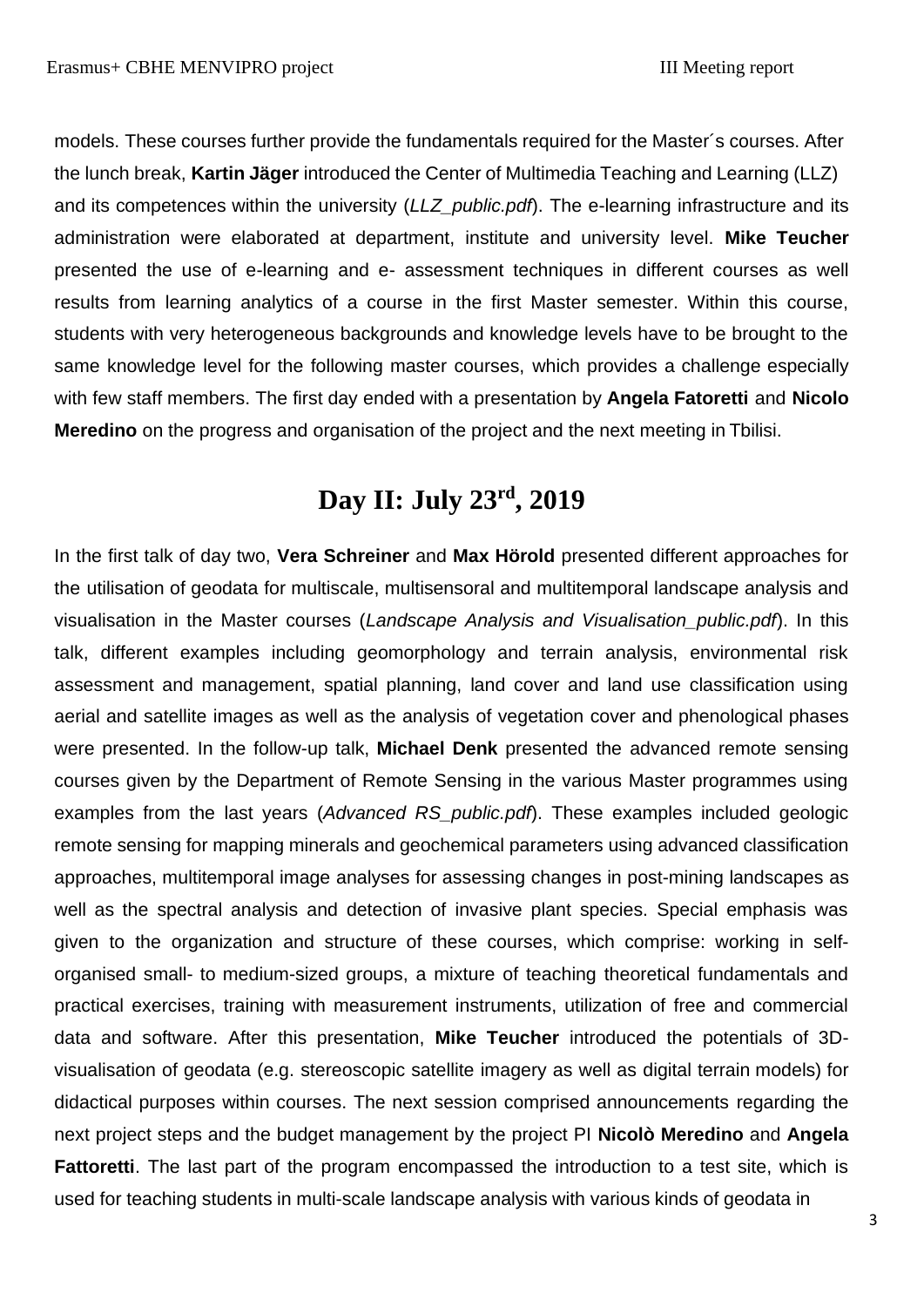models. These courses further provide the fundamentals required for the Master´s courses. After the lunch break, **Kartin Jäger** introduced the Center of Multimedia Teaching and Learning (LLZ) and its competences within the university (*LLZ_public.pdf*). The e-learning infrastructure and its administration were elaborated at department, institute and university level. **Mike Teucher** presented the use of e-learning and e- assessment techniques in different courses as well results from learning analytics of a course in the first Master semester. Within this course, students with very heterogeneous backgrounds and knowledge levels have to be brought to the same knowledge level for the following master courses, which provides a challenge especially with few staff members. The first day ended with a presentation by **Angela Fatoretti** and **Nicolo Meredino** on the progress and organisation of the project and the next meeting in Tbilisi.

## Day II: July 23rd, 2019

In the first talk of day two, **Vera Schreiner** and **Max Hörold** presented different approaches for the utilisation of geodata for multiscale, multisensoral and multitemporal landscape analysis and visualisation in the Master courses (*Landscape Analysis and Visualisation_public.pdf*). In this talk, different examples including geomorphology and terrain analysis, environmental risk assessment and management, spatial planning, land cover and land use classification using aerial and satellite images as well as the analysis of vegetation cover and phenological phases were presented. In the follow-up talk, **Michael Denk** presented the advanced remote sensing courses given by the Department of Remote Sensing in the various Master programmes using examples from the last years (*Advanced RS_public.pdf*). These examples included geologic remote sensing for mapping minerals and geochemical parameters using advanced classification approaches, multitemporal image analyses for assessing changes in post-mining landscapes as well as the spectral analysis and detection of invasive plant species. Special emphasis was given to the organization and structure of these courses, which comprise: working in self-organised small- to medium-sized groups, a mixture of teaching theoretical fundamentals and practical exercises, training with measurement instruments, utilization of free and commercial data and software. After this presentation, **Mike Teucher** introduced the potentials of 3D-visualisation of geodata (e.g. stereoscopic satellite imagery as well as digital terrain models) for didactical purposes within courses. The next session comprised announcements regarding the next project steps and the budget management by the project PI **Nicolò Meredino** and **Angela Fattoretti**. The last part of the program encompassed the introduction to a test site, which is used for teaching students in multi-scale landscape analysis with various kinds of geodata in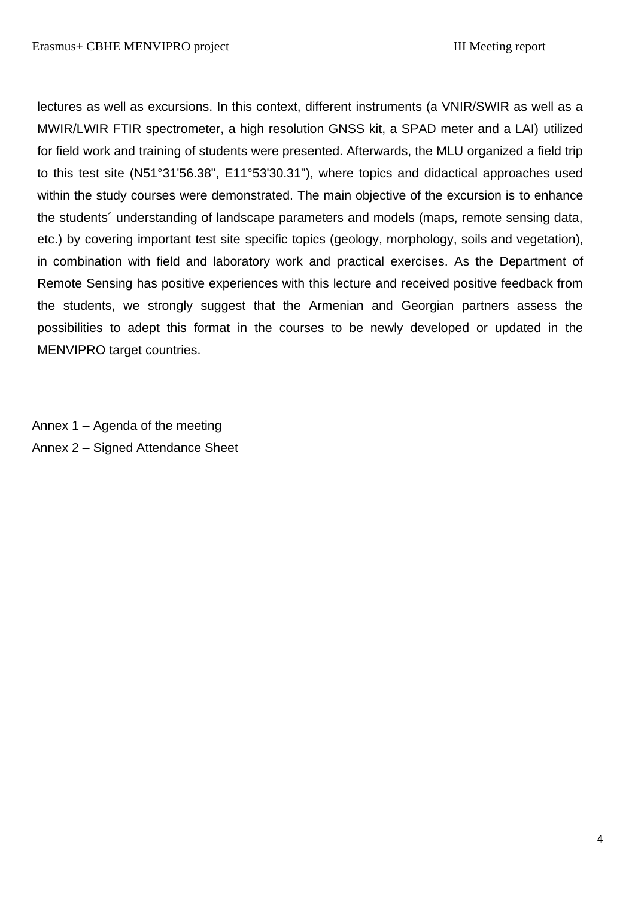lectures as well as excursions. In this context, different instruments (a VNIR/SWIR as well as a MWIR/LWIR FTIR spectrometer, a high resolution GNSS kit, a SPAD meter and a LAI) utilized for field work and training of students were presented. Afterwards, the MLU organized a field trip to this test site (N51°31'56.38", E11°53'30.31"), where topics and didactical approaches used within the study courses were demonstrated. The main objective of the excursion is to enhance the students´ understanding of landscape parameters and models (maps, remote sensing data, etc.) by covering important test site specific topics (geology, morphology, soils and vegetation), in combination with field and laboratory work and practical exercises. As the Department of Remote Sensing has positive experiences with this lecture and received positive feedback from the students, we strongly suggest that the Armenian and Georgian partners assess the possibilities to adept this format in the courses to be newly developed or updated in the MENVIPRO target countries.

Annex 1 – Agenda of the meeting

Annex 2 – Signed Attendance Sheet